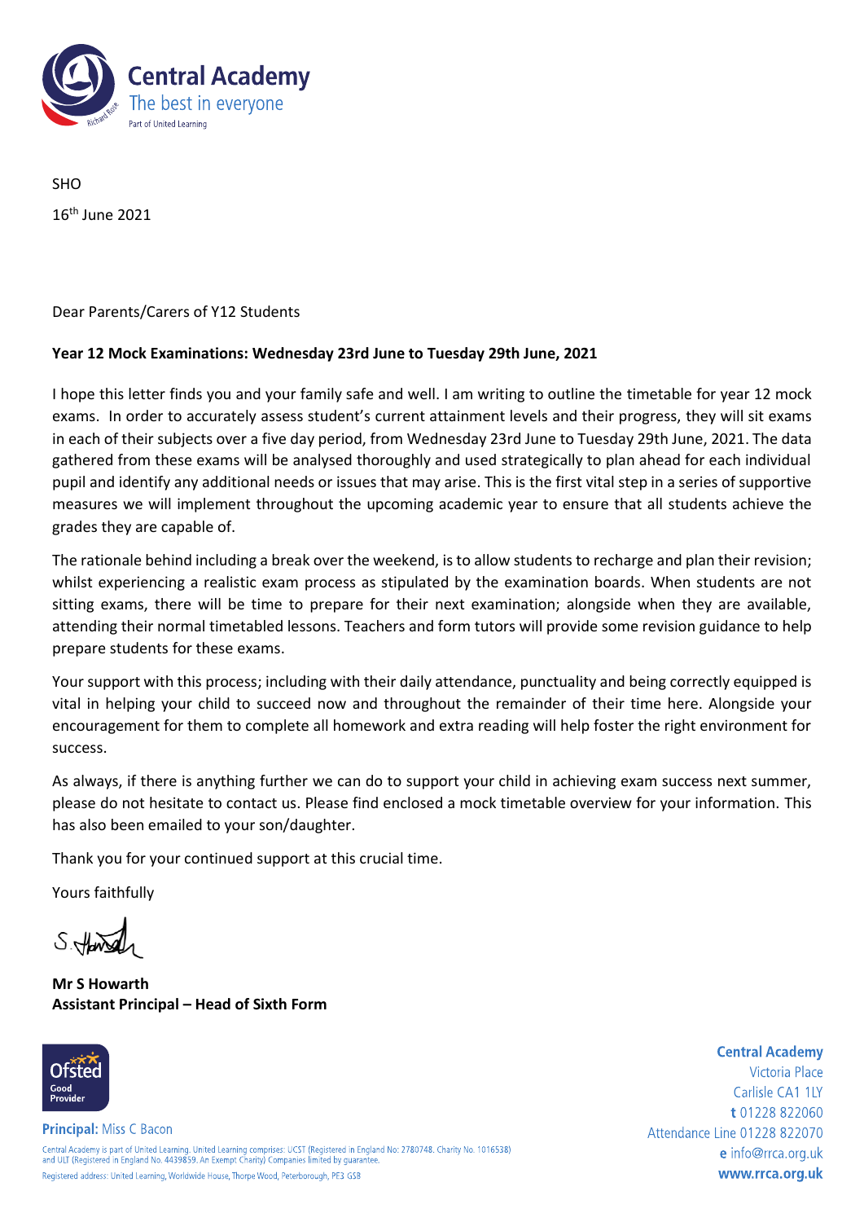**Central Academy**
The best in everyone
Part of United Learning

SHO

16th June 2021

Dear Parents/Carers of Y12 Students

**Year 12 Mock Examinations: Wednesday 23rd June to Tuesday 29th June, 2021**

I hope this letter finds you and your family safe and well. I am writing to outline the timetable for year 12 mock exams. In order to accurately assess student's current attainment levels and their progress, they will sit exams in each of their subjects over a five day period, from Wednesday 23rd June to Tuesday 29th June, 2021. The data gathered from these exams will be analysed thoroughly and used strategically to plan ahead for each individual pupil and identify any additional needs or issues that may arise. This is the first vital step in a series of supportive measures we will implement throughout the upcoming academic year to ensure that all students achieve the grades they are capable of.

The rationale behind including a break over the weekend, is to allow students to recharge and plan their revision; whilst experiencing a realistic exam process as stipulated by the examination boards. When students are not sitting exams, there will be time to prepare for their next examination; alongside when they are available, attending their normal timetabled lessons. Teachers and form tutors will provide some revision guidance to help prepare students for these exams.

Your support with this process; including with their daily attendance, punctuality and being correctly equipped is vital in helping your child to succeed now and throughout the remainder of their time here. Alongside your encouragement for them to complete all homework and extra reading will help foster the right environment for success.

As always, if there is anything further we can do to support your child in achieving exam success next summer, please do not hesitate to contact us. Please find enclosed a mock timetable overview for your information. This has also been emailed to your son/daughter.

Thank you for your continued support at this crucial time.

Yours faithfully

S. Howarth

**Mr S Howarth**
**Assistant Principal – Head of Sixth Form**

Ofsted Good Provider

**Principal:** Miss C Bacon

Central Academy is part of United Learning. United Learning comprises: UCST (Registered in England No: 2780748. Charity No. 1016538) and ULT (Registered in England No. 4439859. An Exempt Charity) Companies limited by guarantee.
Registered address: United Learning, Worldwide House, Thorpe Wood, Peterborough, PE3 6SB

**Central Academy**
Victoria Place
Carlisle CA1 1LY
**t** 01228 822060
Attendance Line 01228 822070
**e** info@rrca.org.uk
**www.rrca.org.uk**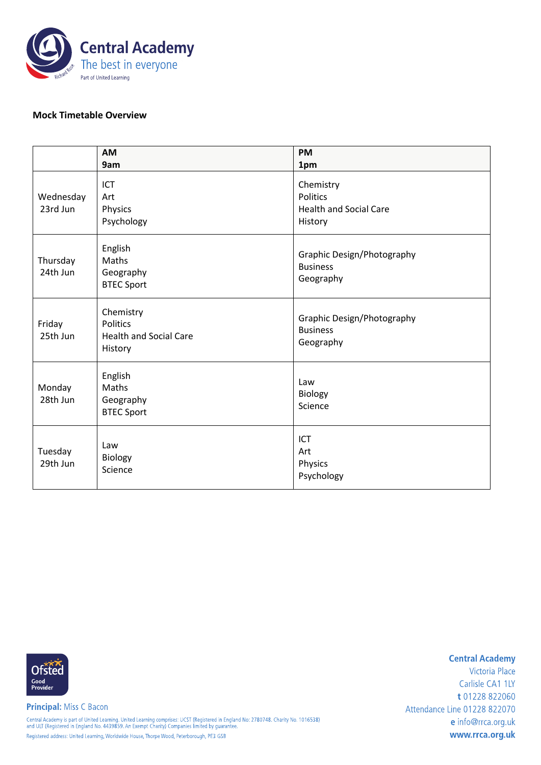Central Academy
The best in everyone
Part of United Learning

**Mock Timetable Overview**

| | **AM**<br>**9am** | **PM**<br>**1pm** |
|---|---|---|
| Wednesday 23rd Jun | ICT<br>Art<br>Physics<br>Psychology | Chemistry<br>Politics<br>Health and Social Care<br>History |
| Thursday 24th Jun | English<br>Maths<br>Geography<br>BTEC Sport | Graphic Design/Photography<br>Business<br>Geography |
| Friday 25th Jun | Chemistry<br>Politics<br>Health and Social Care<br>History | Graphic Design/Photography<br>Business<br>Geography |
| Monday 28th Jun | English<br>Maths<br>Geography<br>BTEC Sport | Law<br>Biology<br>Science |
| Tuesday 29th Jun | Law<br>Biology<br>Science | ICT<br>Art<br>Physics<br>Psychology |

Ofsted Good Provider

**Principal:** Miss C Bacon

Central Academy is part of United Learning. United Learning comprises: UCST (Registered in England No: 2780748. Charity No. 1016538) and ULT (Registered in England No. 4439859. An Exempt Charity) Companies limited by guarantee.

Registered address: United Learning, Worldwide House, Thorpe Wood, Peterborough, PE3 6SB

**Central Academy**
Victoria Place
Carlisle CA1 1LY
**t** 01228 822060
Attendance Line 01228 822070
**e** info@rrca.org.uk
**www.rrca.org.uk**